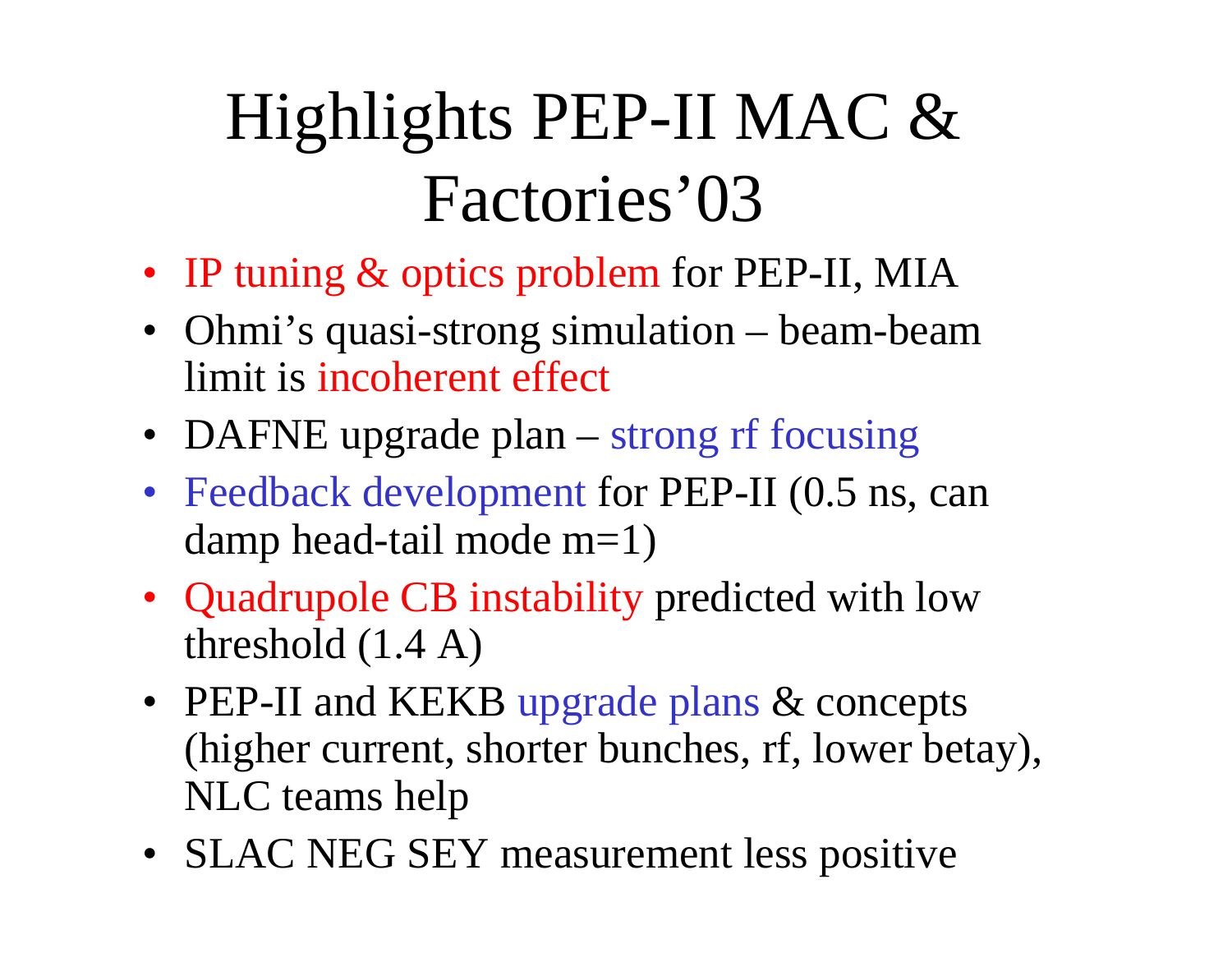# Highlights PEP-II MAC & Factories'03

- IP tuning & optics problem for PEP-II, MIA
- Ohmi's quasi-strong simulation – beam-beam limit is incoherent effect
- DAFNE upgrade plan – strong rf focusing
- Feedback development for PEP-II (0.5 ns, can damp head-tail mode m=1)
- Quadrupole CB instability predicted with low threshold (1.4 A)
- PEP-II and KEKB upgrade plans & concepts (higher current, shorter bunches, rf, lower betay), NLC teams help
- SLAC NEG SEY measurement less positive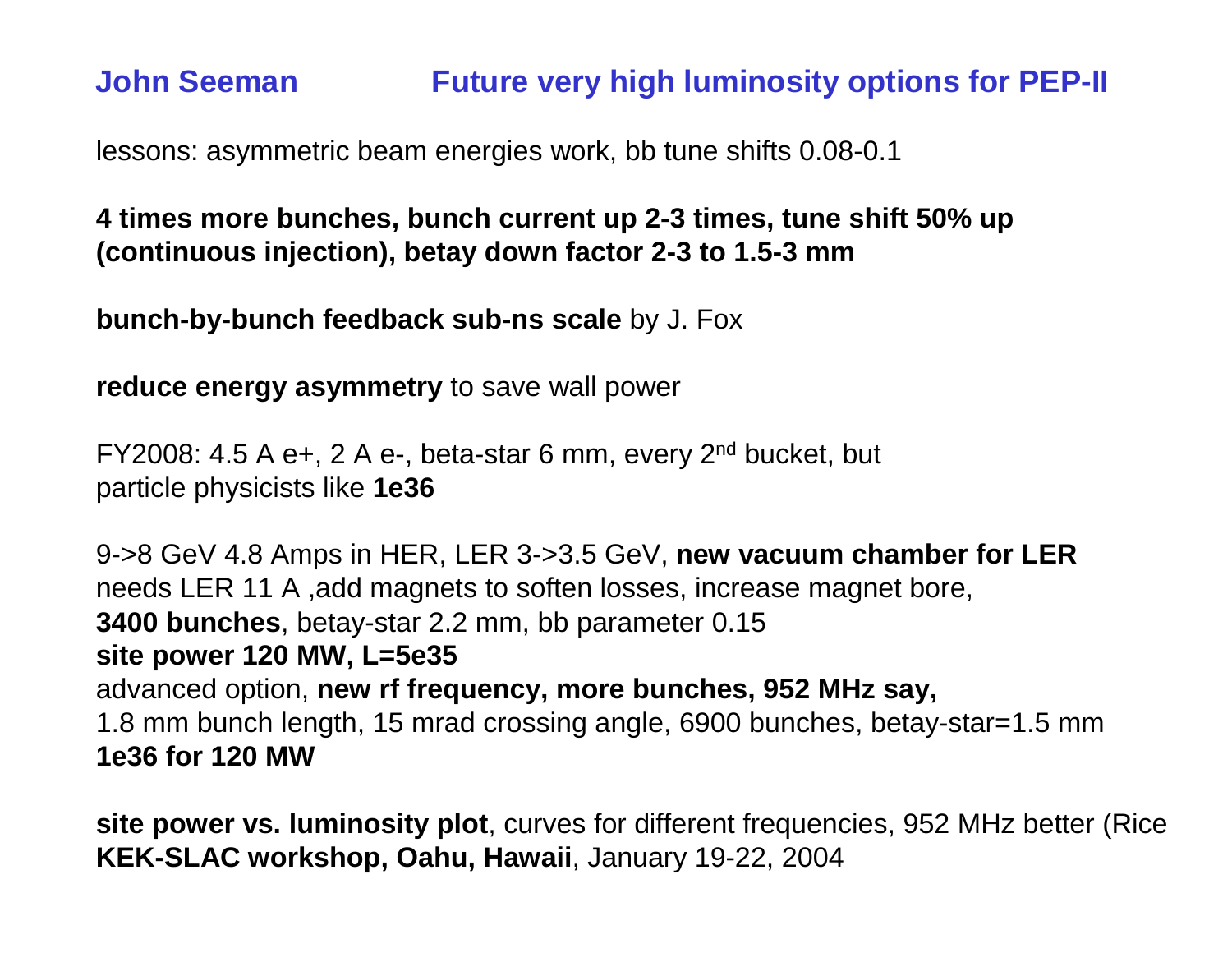**John Seeman** **Future very high luminosity options for PEP-II**

lessons: asymmetric beam energies work, bb tune shifts 0.08-0.1

**4 times more bunches, bunch current up 2-3 times, tune shift 50% up (continuous injection), betay down factor 2-3 to 1.5-3 mm**

**bunch-by-bunch feedback sub-ns scale** by J. Fox

**reduce energy asymmetry** to save wall power

FY2008: 4.5 A e+, 2 A e-, beta-star 6 mm, every 2nd bucket, but
particle physicists like **1e36**

9->8 GeV 4.8 Amps in HER, LER 3->3.5 GeV, **new vacuum chamber for LER**
needs LER 11 A ,add magnets to soften losses, increase magnet bore,
**3400 bunches**, betay-star 2.2 mm, bb parameter 0.15
**site power 120 MW, L=5e35**
advanced option, **new rf frequency, more bunches, 952 MHz say,**
1.8 mm bunch length, 15 mrad crossing angle, 6900 bunches, betay-star=1.5 mm
**1e36 for 120 MW**

**site power vs. luminosity plot**, curves for different frequencies, 952 MHz better (Rice
**KEK-SLAC workshop, Oahu, Hawaii**, January 19-22, 2004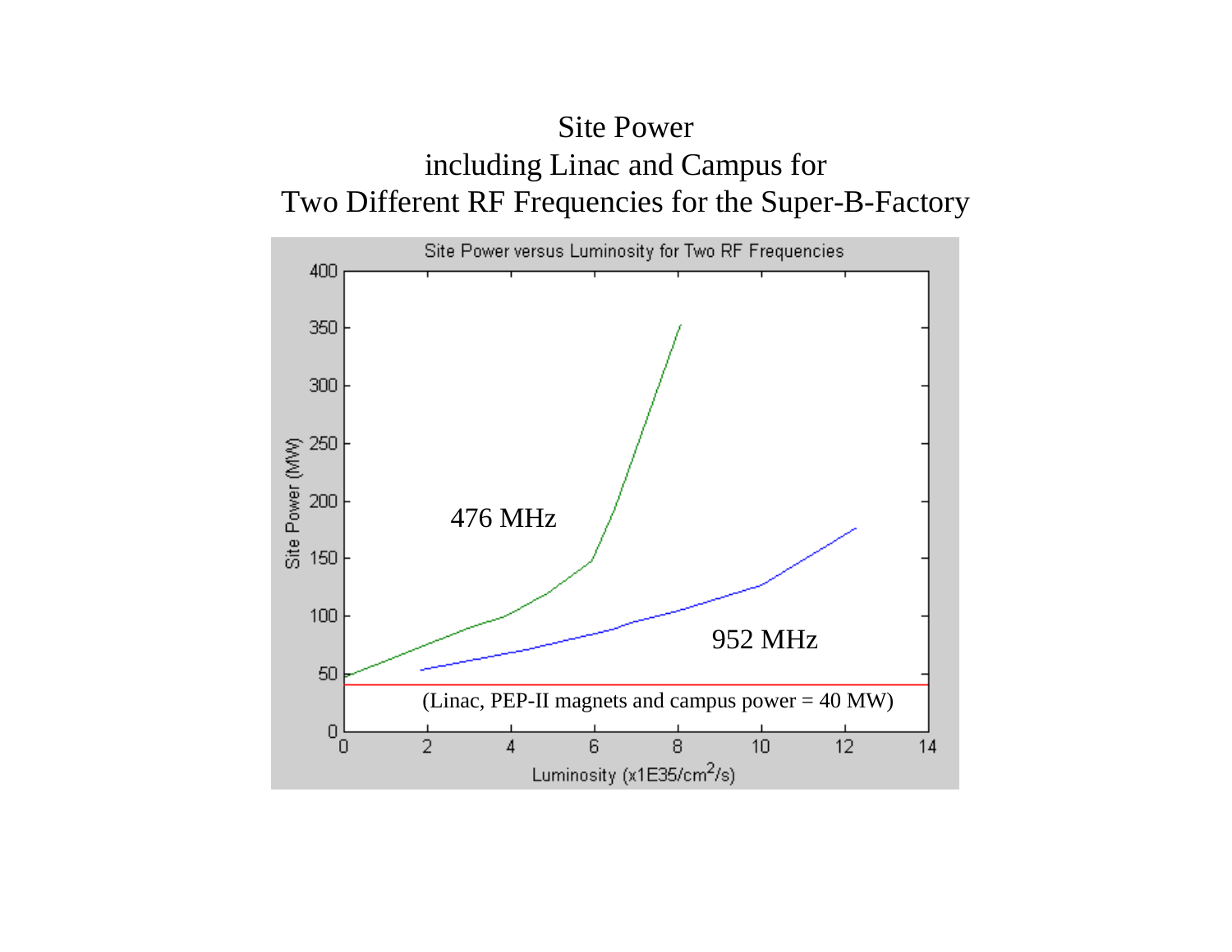# Site Power including Linac and Campus for Two Different RF Frequencies for the Super-B-Factory

Site Power versus Luminosity for Two RF Frequencies

Site Power (MW)

400
350
300
250
200
150
100
50
0

0 2 4 6 8 10 12 14

Luminosity (x1E35/cm$^2$/s)

476 MHz

952 MHz

(Linac, PEP-II magnets and campus power = 40 MW)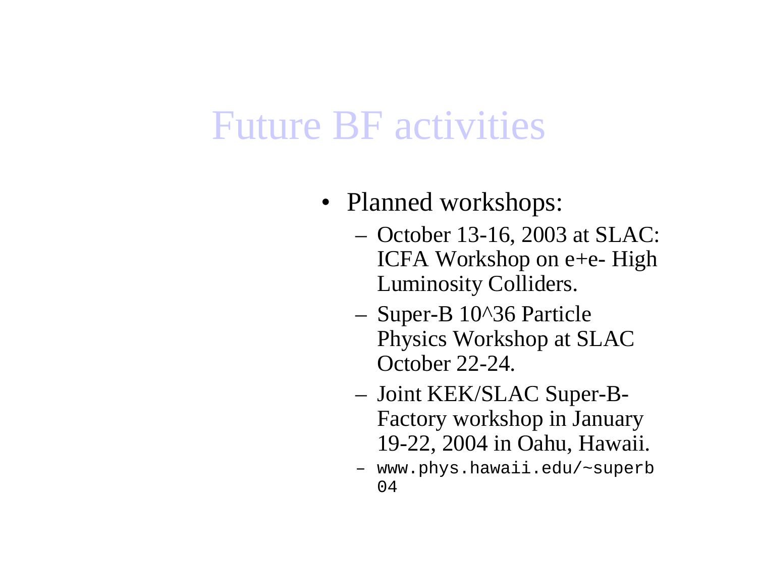# Future BF activities

- Planned workshops:
  - October 13-16, 2003 at SLAC: ICFA Workshop on e+e- High Luminosity Colliders.
  - Super-B 10^36 Particle Physics Workshop at SLAC October 22-24.
  - Joint KEK/SLAC Super-B-Factory workshop in January 19-22, 2004 in Oahu, Hawaii.
  - `www.phys.hawaii.edu/~superb04`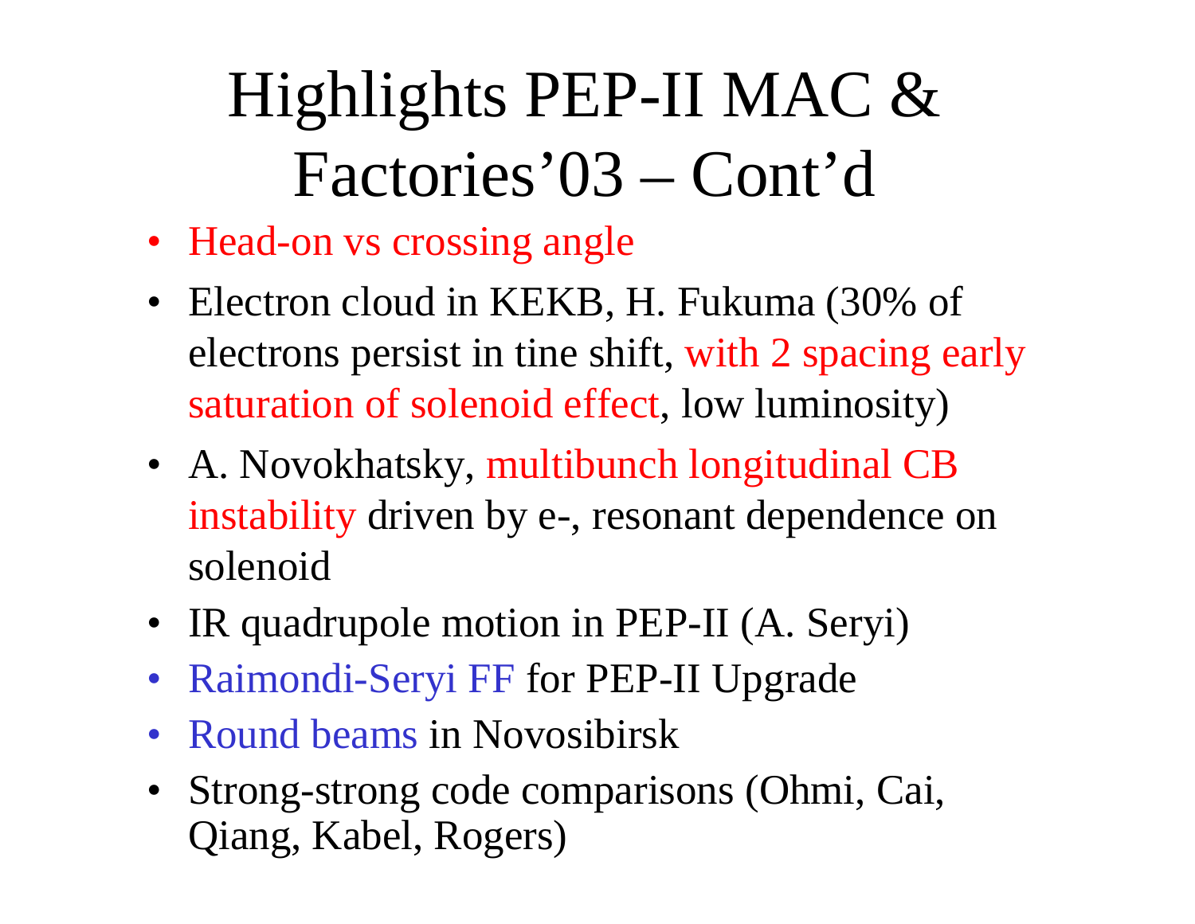# Highlights PEP-II MAC & Factories'03 – Cont'd

- Head-on vs crossing angle
- Electron cloud in KEKB, H. Fukuma (30% of electrons persist in tine shift, with 2 spacing early saturation of solenoid effect, low luminosity)
- A. Novokhatsky, multibunch longitudinal CB instability driven by e-, resonant dependence on solenoid
- IR quadrupole motion in PEP-II (A. Seryi)
- Raimondi-Seryi FF for PEP-II Upgrade
- Round beams in Novosibirsk
- Strong-strong code comparisons (Ohmi, Cai, Qiang, Kabel, Rogers)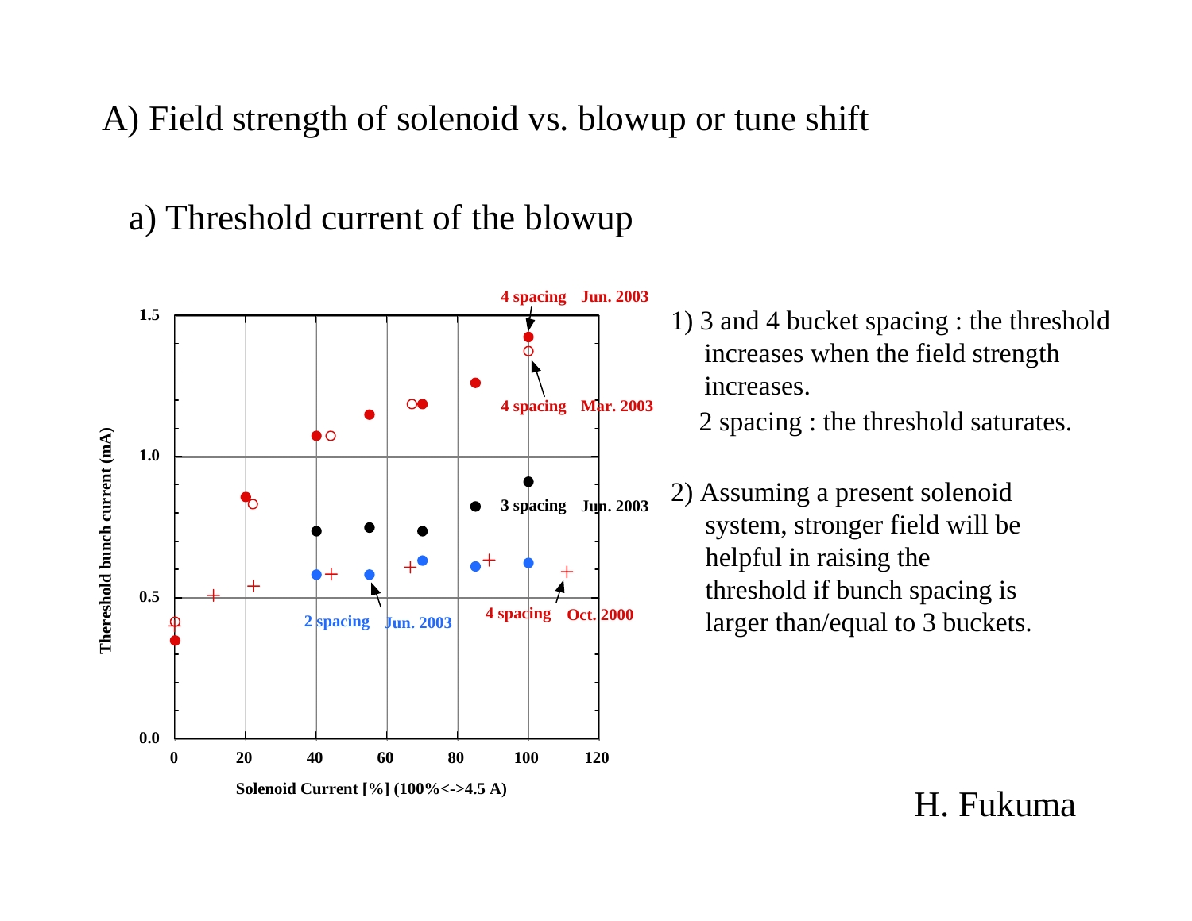# A) Field strength of solenoid vs. blowup or tune shift

## a) Threshold current of the blowup

4 spacing Jun. 2003

1.5

4 spacing Mar. 2003

1.0

3 spacing Jun. 2003

0.5

2 spacing Jun. 2003

4 spacing Oct. 2000

0.0

0 20 40 60 80 100 120

Thereshold bunch current (mA)

Solenoid Current [%] (100%<->4.5 A)

1) 3 and 4 bucket spacing : the threshold increases when the field strength increases.

   2 spacing : the threshold saturates.

2) Assuming a present solenoid system, stronger field will be helpful in raising the threshold if bunch spacing is larger than/equal to 3 buckets.

H. Fukuma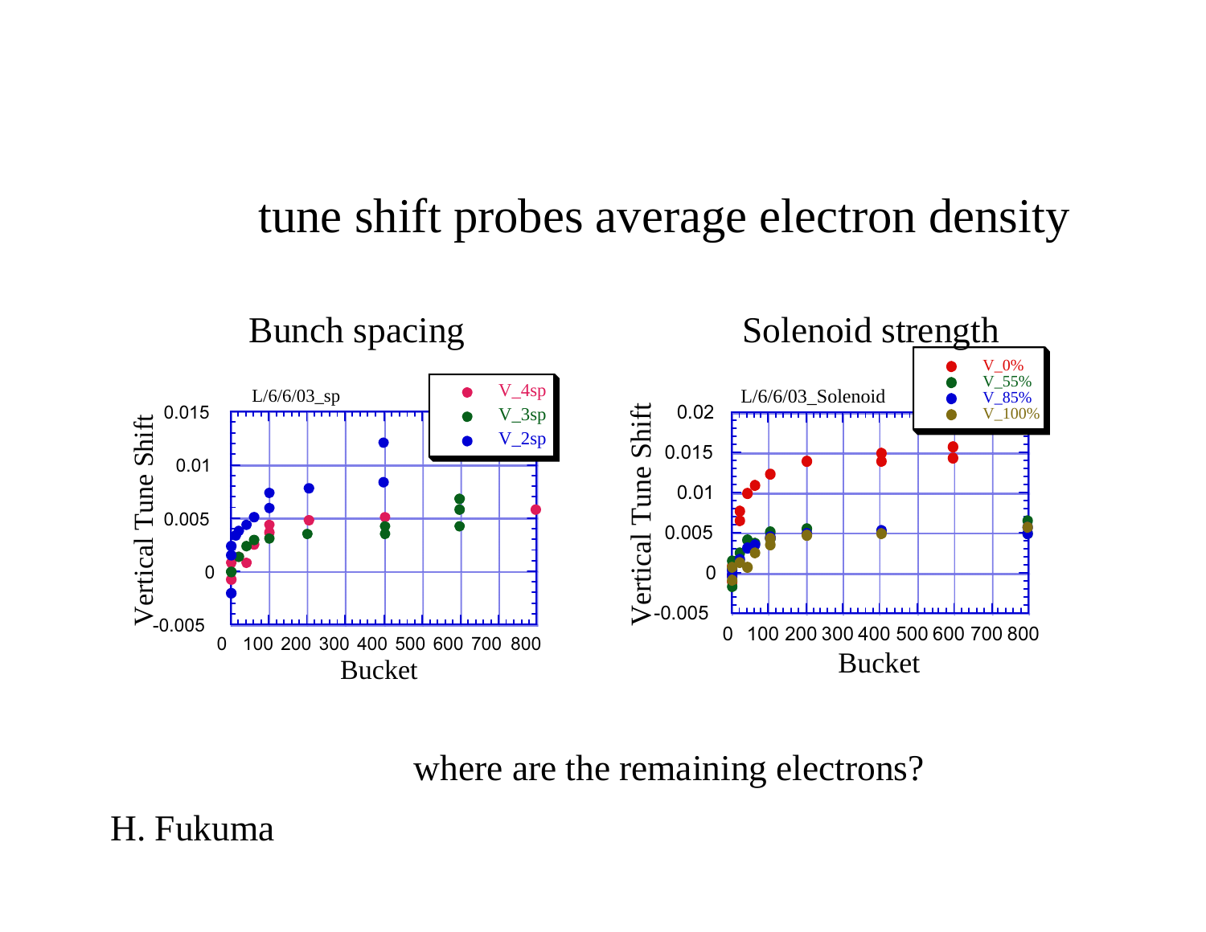# tune shift probes average electron density

Bunch spacing

L/6/6/03_sp

V_4sp
V_3sp
V_2sp

Vertical Tune Shift

0.015
0.01
0.005
0
-0.005

0 100 200 300 400 500 600 700 800

Bucket

Solenoid strength

L/6/6/03_Solenoid

V_0%
V_55%
V_85%
V_100%

Vertical Tune Shift

0.02
0.015
0.01
0.005
0
-0.005

0 100 200 300 400 500 600 700 800

Bucket

where are the remaining electrons?

H. Fukuma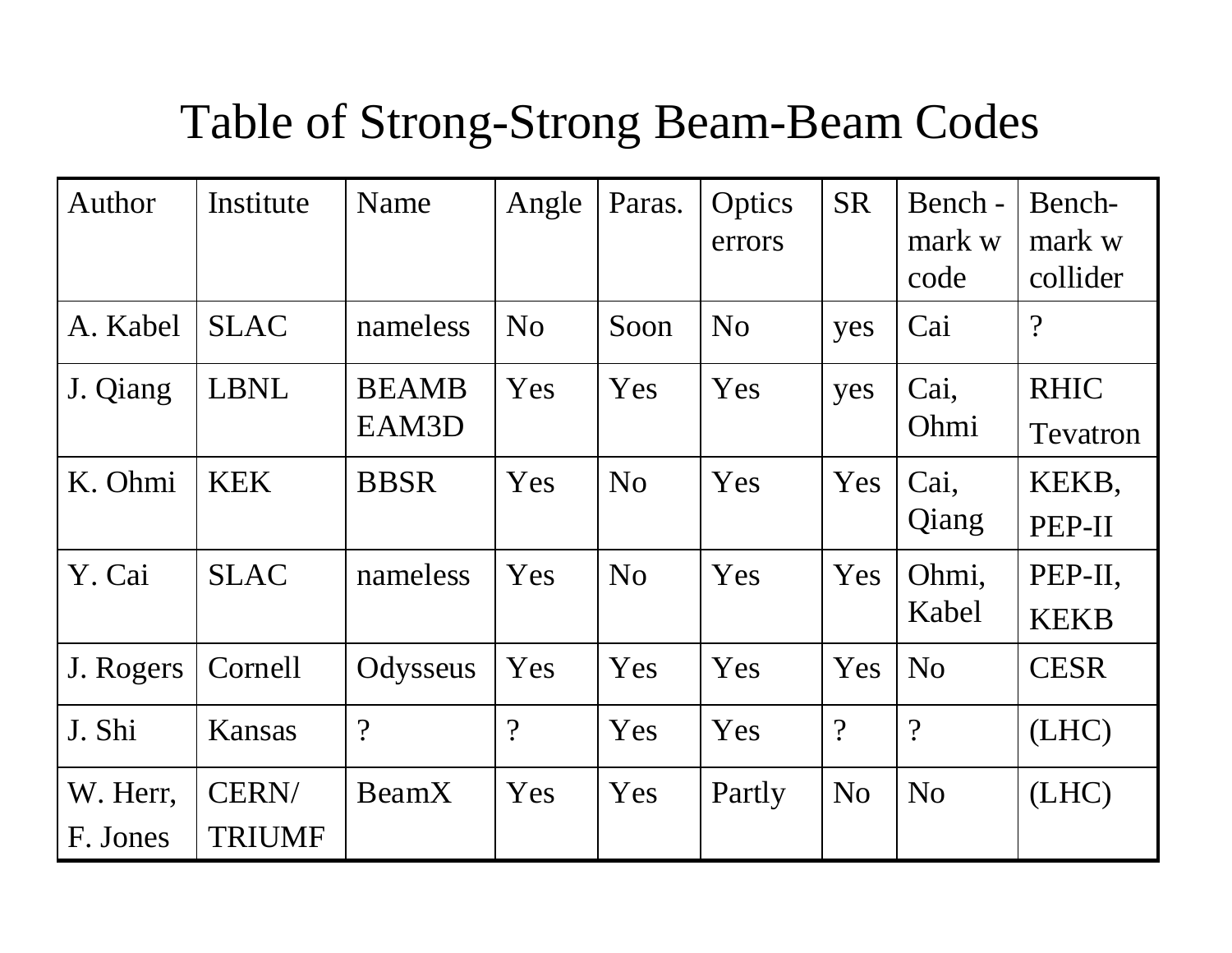# Table of Strong-Strong Beam-Beam Codes

| Author | Institute | Name | Angle | Paras. | Optics errors | SR | Bench - mark w code | Bench- mark w collider |
|---|---|---|---|---|---|---|---|---|
| A. Kabel | SLAC | nameless | No | Soon | No | yes | Cai | ? |
| J. Qiang | LBNL | BEAMBEAM3D | Yes | Yes | Yes | yes | Cai, Ohmi | RHIC Tevatron |
| K. Ohmi | KEK | BBSR | Yes | No | Yes | Yes | Cai, Qiang | KEKB, PEP-II |
| Y. Cai | SLAC | nameless | Yes | No | Yes | Yes | Ohmi, Kabel | PEP-II, KEKB |
| J. Rogers | Cornell | Odysseus | Yes | Yes | Yes | Yes | No | CESR |
| J. Shi | Kansas | ? | ? | Yes | Yes | ? | ? | (LHC) |
| W. Herr, F. Jones | CERN/ TRIUMF | BeamX | Yes | Yes | Partly | No | No | (LHC) |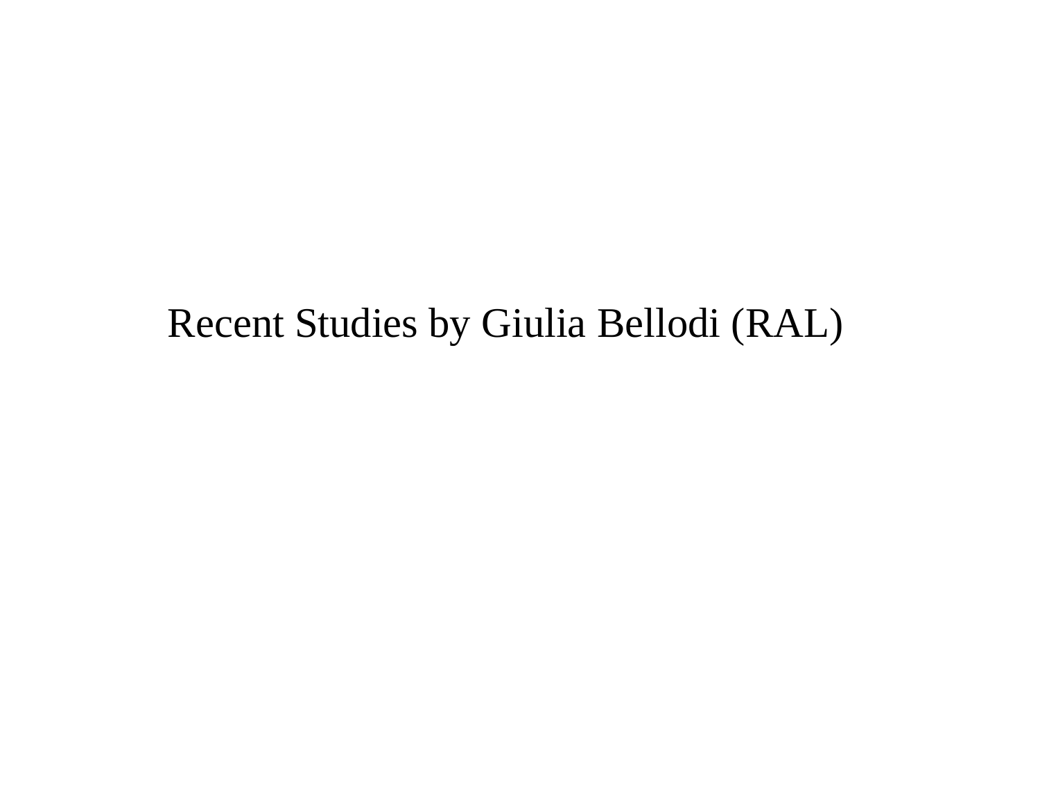# Recent Studies by Giulia Bellodi (RAL)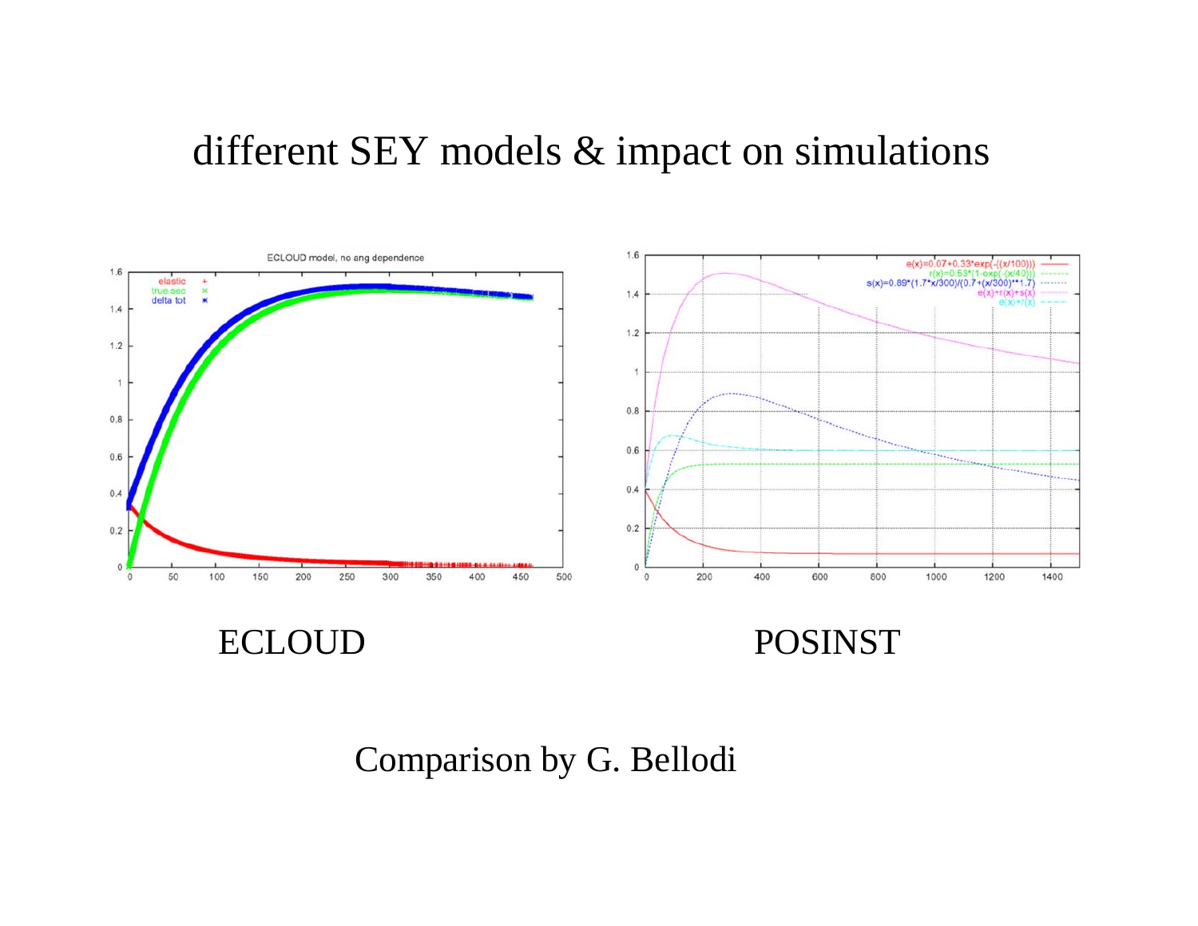# different SEY models & impact on simulations

ECLOUD model, no ang dependence

elastic
true sec
delta tot

1.6
1.4
1.2
1
0.8
0.6
0.4
0.2
0

0 50 100 150 200 250 300 350 400 450 500

e(x)=0.07+0.33*exp(-((x/100)))
r(x)=0.53*(1-exp(-(x/40)))
s(x)=0.89*(1.7*x/300)/(0.7+(x/300)**1.7)
e(x)+r(x)+s(x)
e(x)+r(x)

1.6
1.4
1.2
1
0.8
0.6
0.4
0.2
0

0 200 400 600 800 1000 1200 1400

ECLOUD

POSINST

Comparison by G. Bellodi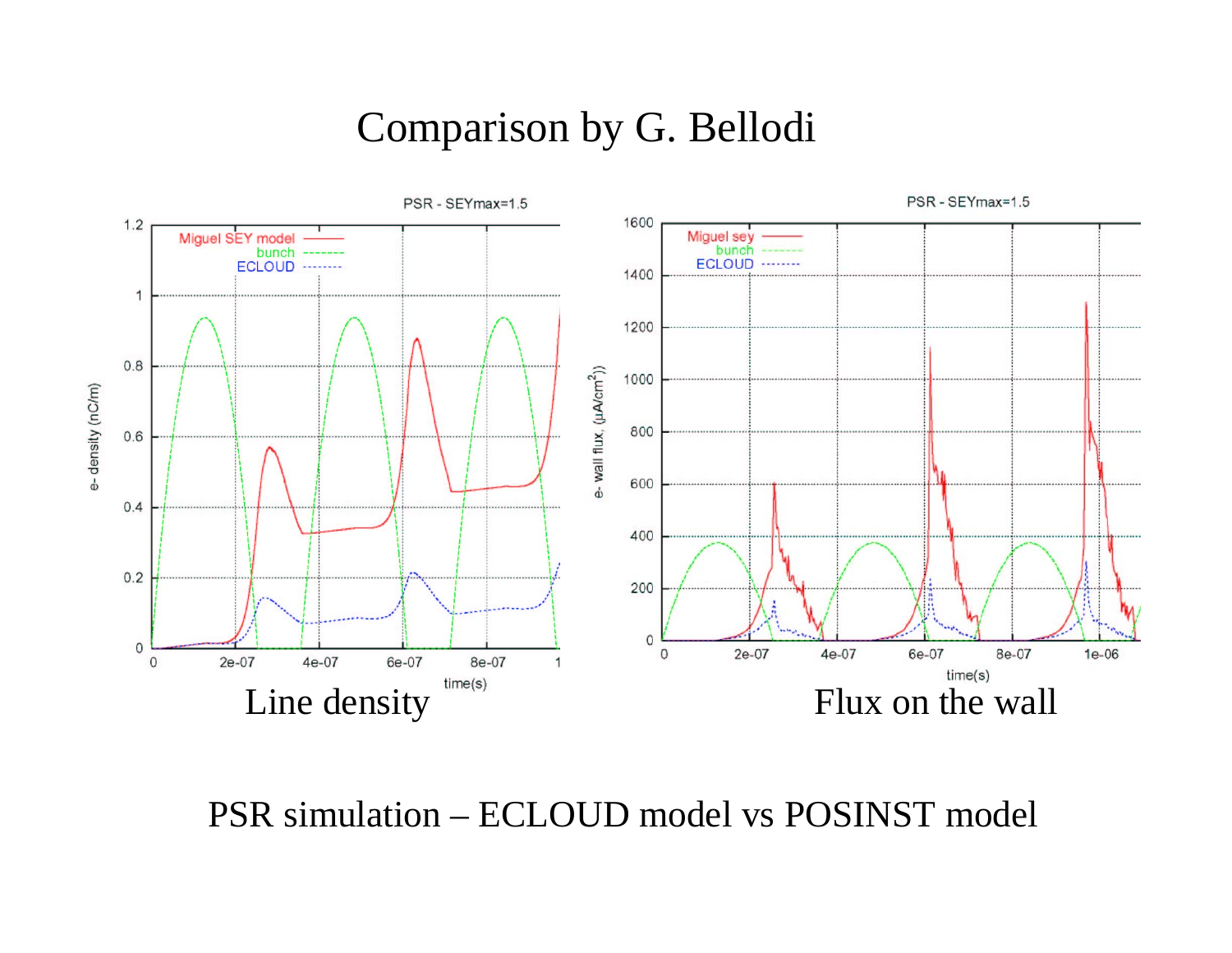# Comparison by G. Bellodi

PSR - SEYmax=1.5

Miguel SEY model
bunch
ECLOUD

e- density (nC/m)

1.2
1
0.8
0.6
0.4
0.2
0

0
2e-07
4e-07
6e-07
8e-07
1

time(s)

Line density

PSR - SEYmax=1.5

Miguel sey
bunch
ECLOUD

e- wall flux, ($\mu A/cm^2$))

1600
1400
1200
1000
800
600
400
200
0

0
2e-07
4e-07
6e-07
8e-07
1e-06

time(s)

Flux on the wall

PSR simulation – ECLOUD model vs POSINST model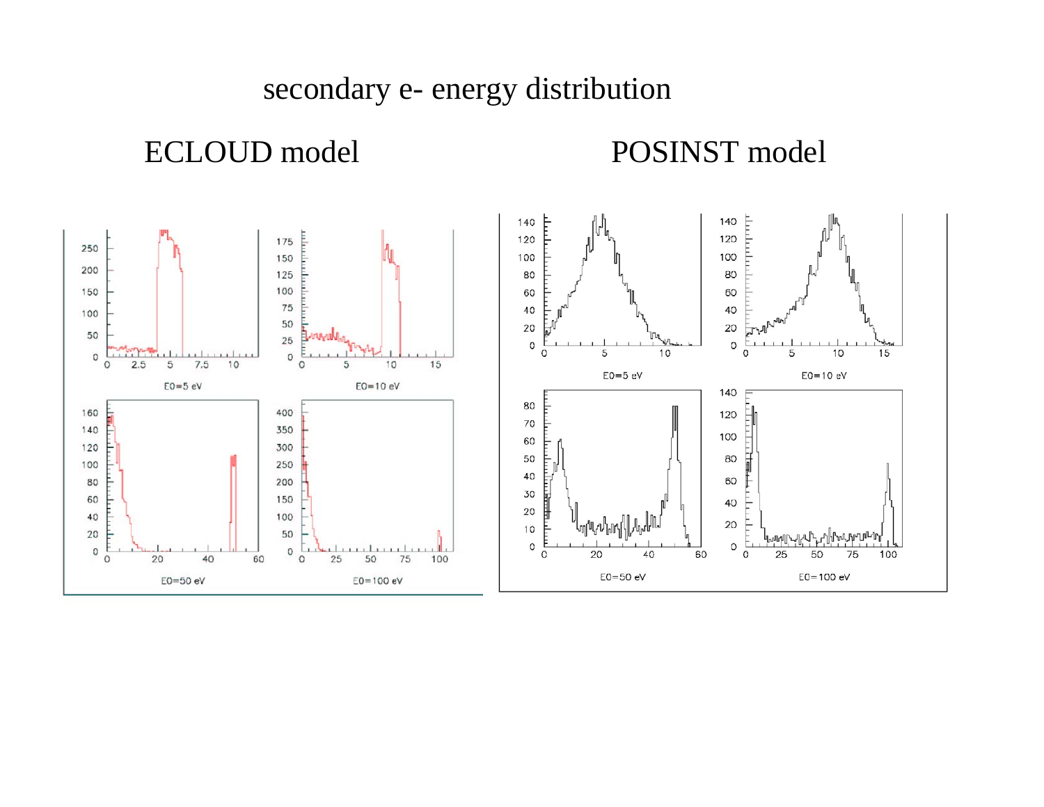# secondary e- energy distribution

## ECLOUD model

250
200
150
100
50
0
0 2.5 5 7.5 10

E0=5 eV

175
150
125
100
75
50
25
0
0 5 10 15

E0=10 eV

160
140
120
100
80
60
40
20
0
0 20 40 60

E0=50 eV

400
350
300
250
200
150
100
50
0
0 25 50 75 100

E0=100 eV

## POSINST model

140
120
100
80
60
40
20
0
0 5 10

E0=5 eV

140
120
100
80
60
40
20
0
0 5 10 15

E0=10 eV

80
70
60
50
40
30
20
10
0
0 20 40 60

E0=50 eV

140
120
100
80
60
40
20
0
0 25 50 75 100

E0=100 eV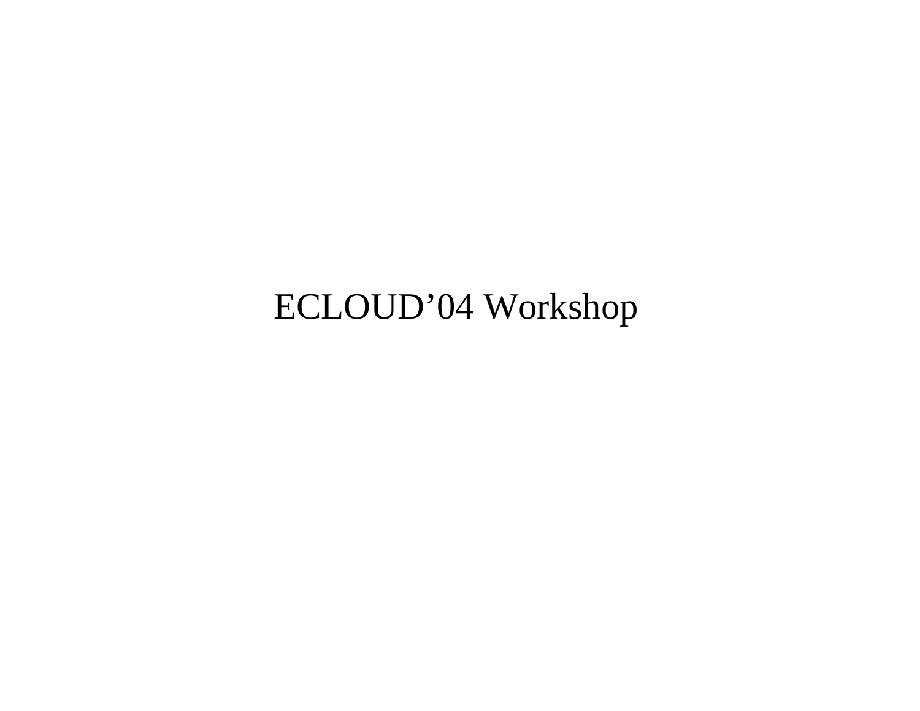ECLOUD’04 Workshop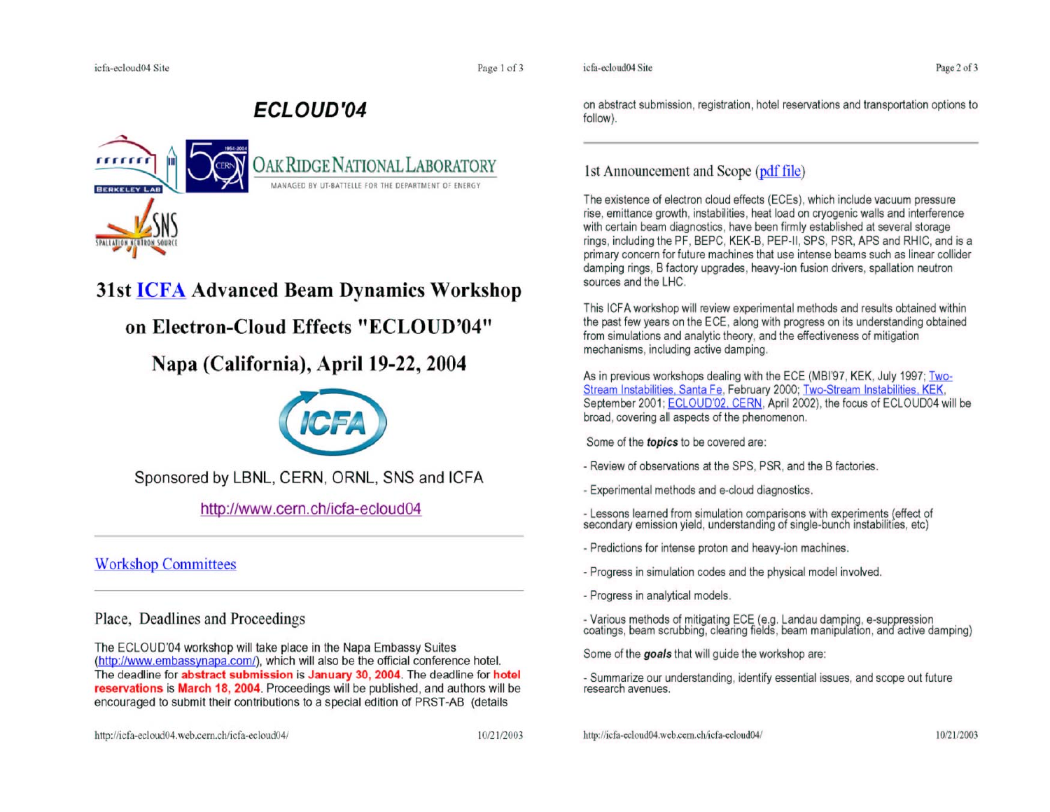# ECLOUD'04

## 31st ICFA Advanced Beam Dynamics Workshop

## on Electron-Cloud Effects "ECLOUD'04"

## Napa (California), April 19-22, 2004

Sponsored by LBNL, CERN, ORNL, SNS and ICFA

http://www.cern.ch/icfa-ecloud04

---

### Workshop Committees

---

### Place, Deadlines and Proceedings

The ECLOUD'04 workshop will take place in the Napa Embassy Suites (http://www.embassynapa.com/), which will also be the official conference hotel. The deadline for **abstract submission** is **January 30, 2004**. The deadline for **hotel reservations** is **March 18, 2004**. Proceedings will be published, and authors will be encouraged to submit their contributions to a special edition of PRST-AB (details on abstract submission, registration, hotel reservations and transportation options to follow).

---

### 1st Announcement and Scope (pdf file)

The existence of electron cloud effects (ECEs), which include vacuum pressure rise, emittance growth, instabilities, heat load on cryogenic walls and interference with certain beam diagnostics, have been firmly established at several storage rings, including the PF, BEPC, KEK-B, PEP-II, SPS, PSR, APS and RHIC, and is a primary concern for future machines that use intense beams such as linear collider damping rings, B factory upgrades, heavy-ion fusion drivers, spallation neutron sources and the LHC.

This ICFA workshop will review experimental methods and results obtained within the past few years on the ECE, along with progress on its understanding obtained from simulations and analytic theory, and the effectiveness of mitigation mechanisms, including active damping.

As in previous workshops dealing with the ECE (MBI'97, KEK, July 1997; Two-Stream Instabilities, Santa Fe, February 2000; Two-Stream Instabilities, KEK, September 2001; ECLOUD'02, CERN, April 2002), the focus of ECLOUD04 will be broad, covering all aspects of the phenomenon.

Some of the ***topics*** to be covered are:

- Review of observations at the SPS, PSR, and the B factories.

- Experimental methods and e-cloud diagnostics.

- Lessons learned from simulation comparisons with experiments (effect of secondary emission yield, understanding of single-bunch instabilities, etc)

- Predictions for intense proton and heavy-ion machines.

- Progress in simulation codes and the physical model involved.

- Progress in analytical models.

- Various methods of mitigating ECE (e.g. Landau damping, e-suppression coatings, beam scrubbing, clearing fields, beam manipulation, and active damping)

Some of the ***goals*** that will guide the workshop are:

- Summarize our understanding, identify essential issues, and scope out future research avenues.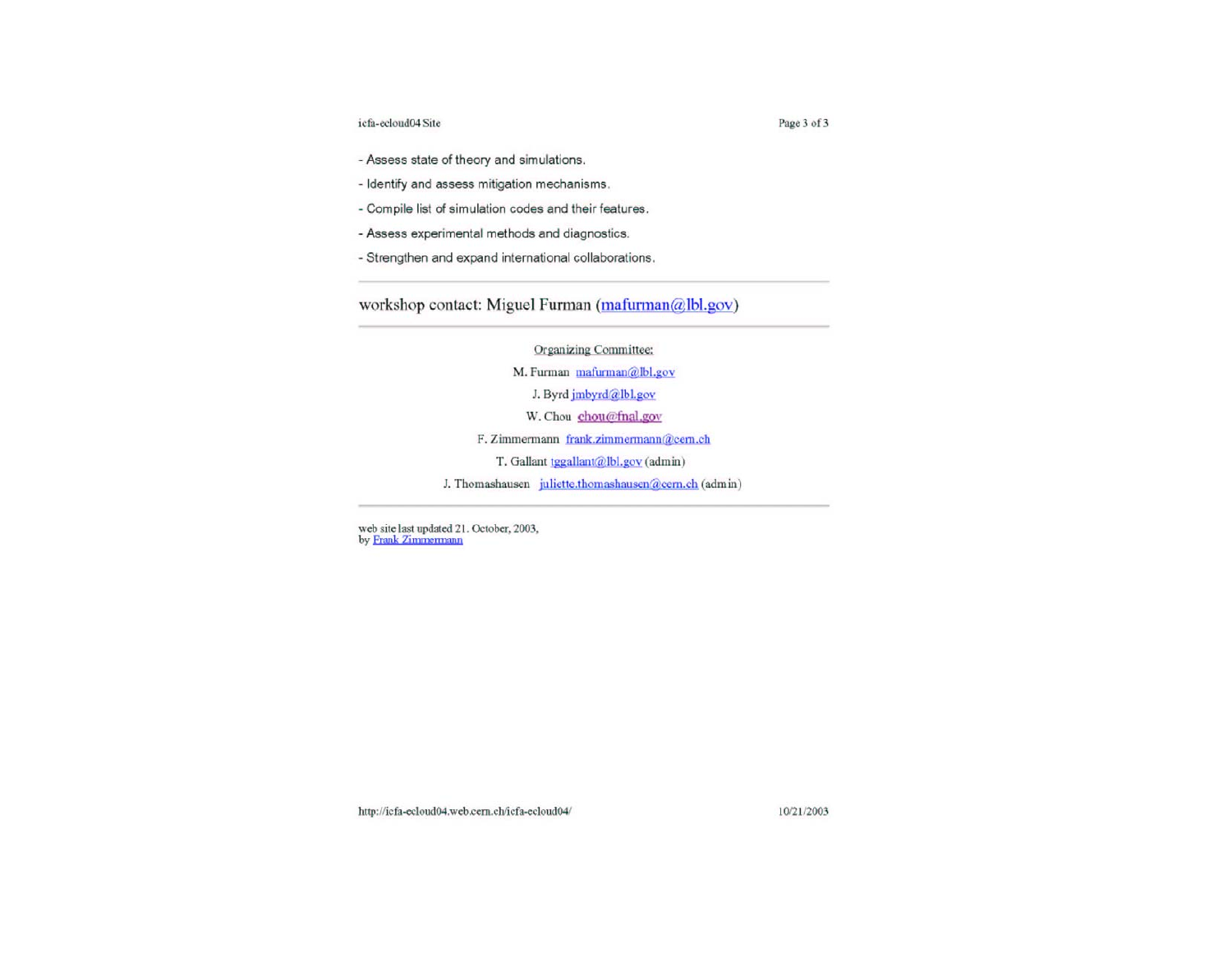- Assess state of theory and simulations.

- Identify and assess mitigation mechanisms.

- Compile list of simulation codes and their features.

- Assess experimental methods and diagnostics.

- Strengthen and expand international collaborations.

---

workshop contact: Miguel Furman (mafurman@lbl.gov)

---

Organizing Committee:

M. Furman mafurman@lbl.gov

J. Byrd jmbyrd@lbl.gov

W. Chou chou@fnal.gov

F. Zimmermann frank.zimmermann@cern.ch

T. Gallant tggallant@lbl.gov (admin)

J. Thomashausen juliette.thomashausen@cern.ch (admin)

---

web site last updated 21. October, 2003,
by Frank Zimmermann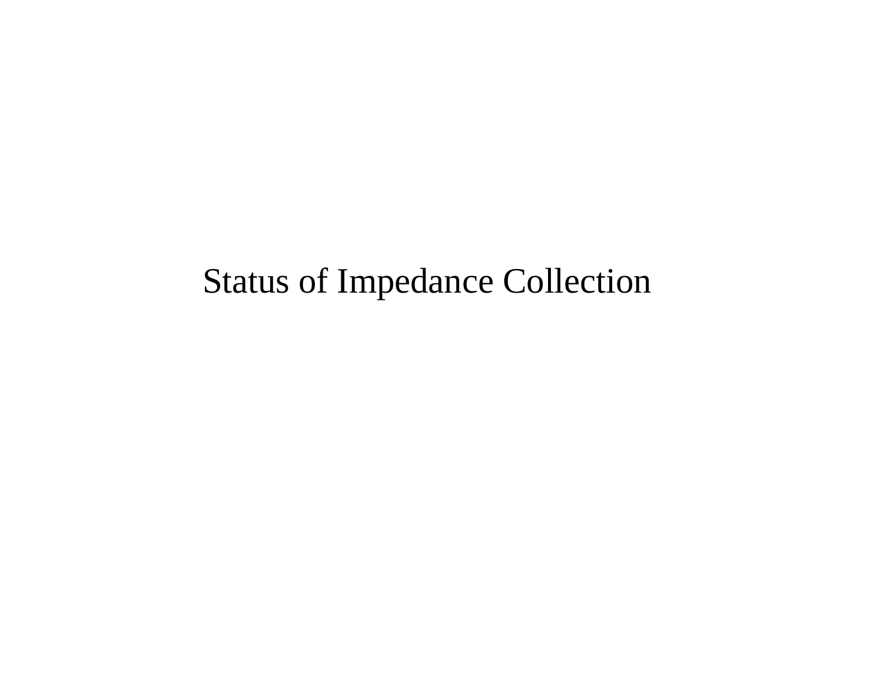# Status of Impedance Collection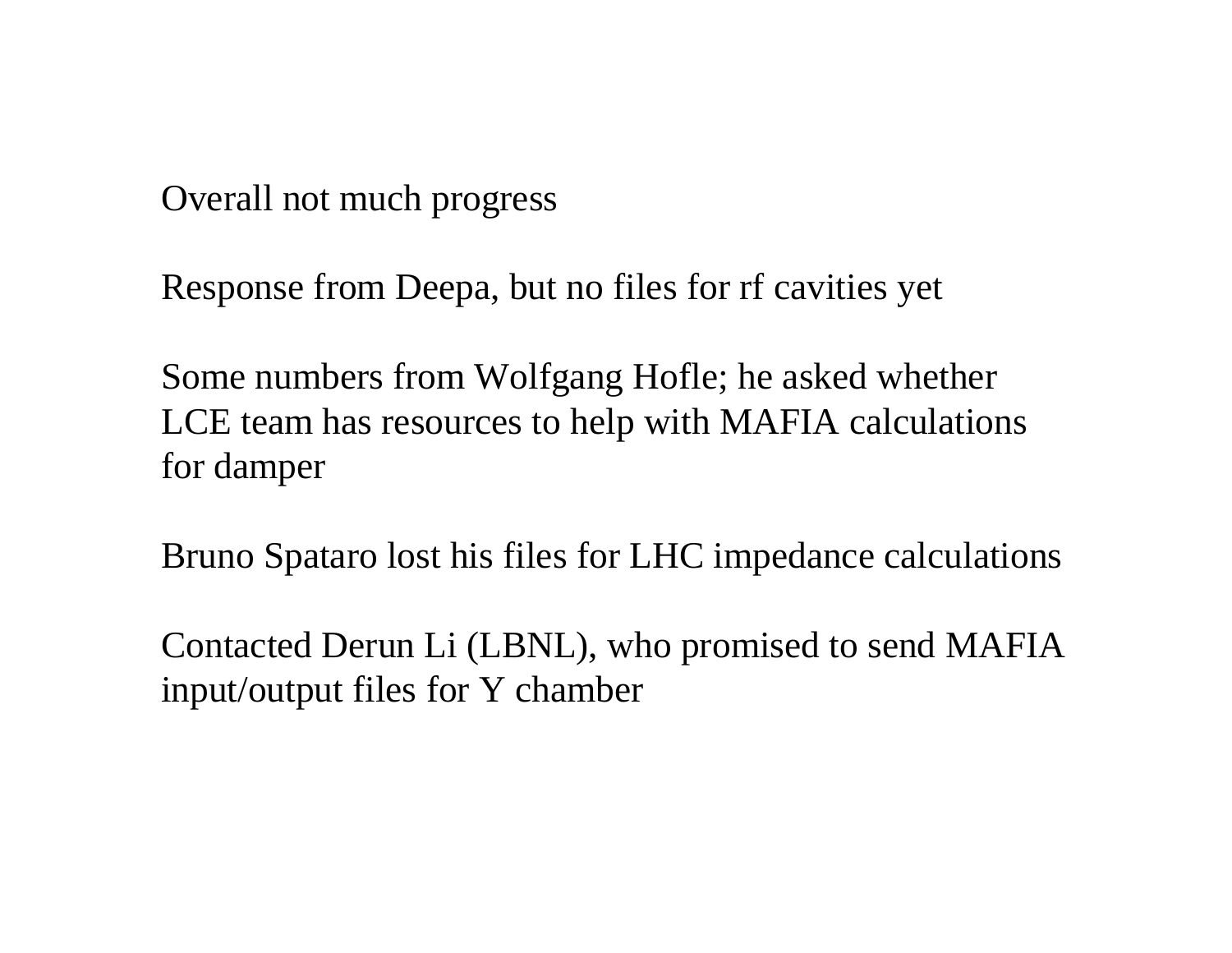Overall not much progress

Response from Deepa, but no files for rf cavities yet

Some numbers from Wolfgang Hofle; he asked whether LCE team has resources to help with MAFIA calculations for damper

Bruno Spataro lost his files for LHC impedance calculations

Contacted Derun Li (LBNL), who promised to send MAFIA input/output files for Y chamber